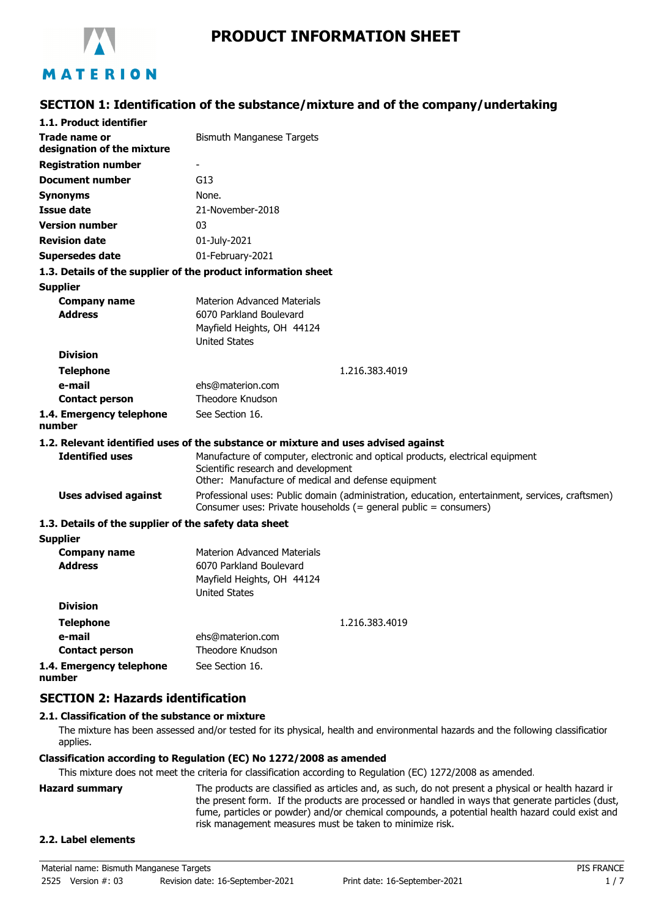# PRODUCT INFORMATION SHEET

## SECTION 1: Identification of the substance/mixture and of the company/undertaking

### 1.1. Product identifier

| | |
|---|---|
| **Trade name or designation of the mixture** | Bismuth Manganese Targets |
| **Registration number** | - |
| **Document number** | G13 |
| **Synonyms** | None. |
| **Issue date** | 21-November-2018 |
| **Version number** | 03 |
| **Revision date** | 01-July-2021 |
| **Supersedes date** | 01-February-2021 |

### 1.3. Details of the supplier of the product information sheet

**Supplier**

| | |
|---|---|
| **Company name** | Materion Advanced Materials |
| **Address** | 6070 Parkland Boulevard<br>Mayfield Heights, OH 44124<br>United States |
| **Division** | |
| **Telephone** | 1.216.383.4019 |
| **e-mail** | ehs@materion.com |
| **Contact person** | Theodore Knudson |
| **1.4. Emergency telephone number** | See Section 16. |

### 1.2. Relevant identified uses of the substance or mixture and uses advised against

| | |
|---|---|
| **Identified uses** | Manufacture of computer, electronic and optical products, electrical equipment<br>Scientific research and development<br>Other: Manufacture of medical and defense equipment |
| **Uses advised against** | Professional uses: Public domain (administration, education, entertainment, services, craftsmen)<br>Consumer uses: Private households (= general public = consumers) |

### 1.3. Details of the supplier of the safety data sheet

**Supplier**

| | |
|---|---|
| **Company name** | Materion Advanced Materials |
| **Address** | 6070 Parkland Boulevard<br>Mayfield Heights, OH 44124<br>United States |
| **Division** | |
| **Telephone** | 1.216.383.4019 |
| **e-mail** | ehs@materion.com |
| **Contact person** | Theodore Knudson |
| **1.4. Emergency telephone number** | See Section 16. |

## SECTION 2: Hazards identification

### 2.1. Classification of the substance or mixture

The mixture has been assessed and/or tested for its physical, health and environmental hazards and the following classification applies.

**Classification according to Regulation (EC) No 1272/2008 as amended**

This mixture does not meet the criteria for classification according to Regulation (EC) 1272/2008 as amended.

**Hazard summary**

The products are classified as articles and, as such, do not present a physical or health hazard in the present form. If the products are processed or handled in ways that generate particles (dust, fume, particles or powder) and/or chemical compounds, a potential health hazard could exist and risk management measures must be taken to minimize risk.

### 2.2. Label elements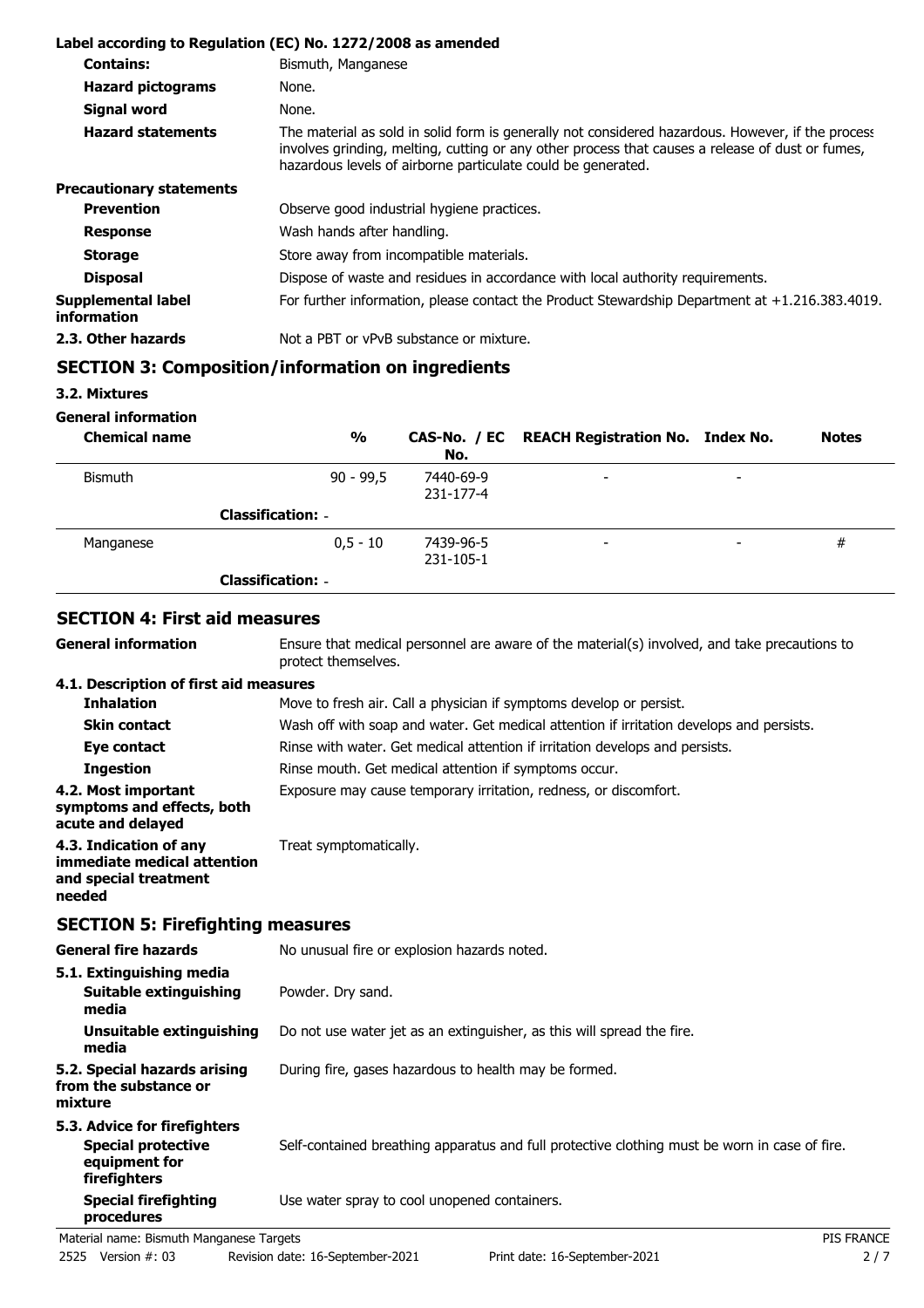**Label according to Regulation (EC) No. 1272/2008 as amended**

| | |
|---|---|
| **Contains:** | Bismuth, Manganese |
| **Hazard pictograms** | None. |
| **Signal word** | None. |
| **Hazard statements** | The material as sold in solid form is generally not considered hazardous. However, if the process involves grinding, melting, cutting or any other process that causes a release of dust or fumes, hazardous levels of airborne particulate could be generated. |
| **Precautionary statements** | |
| **Prevention** | Observe good industrial hygiene practices. |
| **Response** | Wash hands after handling. |
| **Storage** | Store away from incompatible materials. |
| **Disposal** | Dispose of waste and residues in accordance with local authority requirements. |
| **Supplemental label information** | For further information, please contact the Product Stewardship Department at +1.216.383.4019. |
| **2.3. Other hazards** | Not a PBT or vPvB substance or mixture. |

## SECTION 3: Composition/information on ingredients

### 3.2. Mixtures

**General information**

| Chemical name | % | CAS-No. / EC No. | REACH Registration No. | Index No. | Notes |
|---|---|---|---|---|---|
| Bismuth | 90 - 99,5 | 7440-69-9 231-177-4 | - | - | |
| **Classification:** - | | | | | |
| Manganese | 0,5 - 10 | 7439-96-5 231-105-1 | - | - | # |
| **Classification:** - | | | | | |

## SECTION 4: First aid measures

| | |
|---|---|
| **General information** | Ensure that medical personnel are aware of the material(s) involved, and take precautions to protect themselves. |
| **4.1. Description of first aid measures** | |
| **Inhalation** | Move to fresh air. Call a physician if symptoms develop or persist. |
| **Skin contact** | Wash off with soap and water. Get medical attention if irritation develops and persists. |
| **Eye contact** | Rinse with water. Get medical attention if irritation develops and persists. |
| **Ingestion** | Rinse mouth. Get medical attention if symptoms occur. |
| **4.2. Most important symptoms and effects, both acute and delayed** | Exposure may cause temporary irritation, redness, or discomfort. |
| **4.3. Indication of any immediate medical attention and special treatment needed** | Treat symptomatically. |

## SECTION 5: Firefighting measures

| | |
|---|---|
| **General fire hazards** | No unusual fire or explosion hazards noted. |
| **5.1. Extinguishing media** | |
| **Suitable extinguishing media** | Powder. Dry sand. |
| **Unsuitable extinguishing media** | Do not use water jet as an extinguisher, as this will spread the fire. |
| **5.2. Special hazards arising from the substance or mixture** | During fire, gases hazardous to health may be formed. |
| **5.3. Advice for firefighters** | |
| **Special protective equipment for firefighters** | Self-contained breathing apparatus and full protective clothing must be worn in case of fire. |
| **Special firefighting procedures** | Use water spray to cool unopened containers. |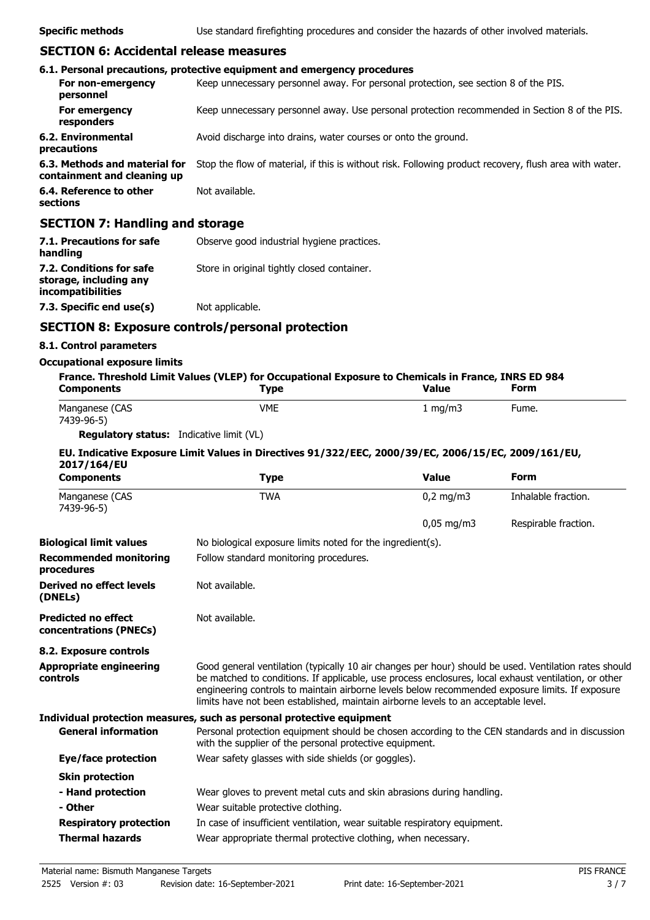**Specific methods** Use standard firefighting procedures and consider the hazards of other involved materials.

## SECTION 6: Accidental release measures

### 6.1. Personal precautions, protective equipment and emergency procedures

| | |
|---|---|
| **For non-emergency personnel** | Keep unnecessary personnel away. For personal protection, see section 8 of the PIS. |
| **For emergency responders** | Keep unnecessary personnel away. Use personal protection recommended in Section 8 of the PIS. |
| **6.2. Environmental precautions** | Avoid discharge into drains, water courses or onto the ground. |
| **6.3. Methods and material for containment and cleaning up** | Stop the flow of material, if this is without risk. Following product recovery, flush area with water. |
| **6.4. Reference to other sections** | Not available. |

## SECTION 7: Handling and storage

| | |
|---|---|
| **7.1. Precautions for safe handling** | Observe good industrial hygiene practices. |
| **7.2. Conditions for safe storage, including any incompatibilities** | Store in original tightly closed container. |
| **7.3. Specific end use(s)** | Not applicable. |

## SECTION 8: Exposure controls/personal protection

### 8.1. Control parameters

**Occupational exposure limits**

**France. Threshold Limit Values (VLEP) for Occupational Exposure to Chemicals in France, INRS ED 984**

| Components | Type | Value | Form |
|---|---|---|---|
| Manganese (CAS 7439-96-5) | VME | 1 mg/m3 | Fume. |

**Regulatory status:** Indicative limit (VL)

**EU. Indicative Exposure Limit Values in Directives 91/322/EEC, 2000/39/EC, 2006/15/EC, 2009/161/EU, 2017/164/EU**

| Components | Type | Value | Form |
|---|---|---|---|
| Manganese (CAS 7439-96-5) | TWA | 0,2 mg/m3 | Inhalable fraction. |
| | | 0,05 mg/m3 | Respirable fraction. |

| | |
|---|---|
| **Biological limit values** | No biological exposure limits noted for the ingredient(s). |
| **Recommended monitoring procedures** | Follow standard monitoring procedures. |
| **Derived no effect levels (DNELs)** | Not available. |
| **Predicted no effect concentrations (PNECs)** | Not available. |

### 8.2. Exposure controls

**Appropriate engineering controls** Good general ventilation (typically 10 air changes per hour) should be used. Ventilation rates should be matched to conditions. If applicable, use process enclosures, local exhaust ventilation, or other engineering controls to maintain airborne levels below recommended exposure limits. If exposure limits have not been established, maintain airborne levels to an acceptable level.

**Individual protection measures, such as personal protective equipment**

| | |
|---|---|
| **General information** | Personal protection equipment should be chosen according to the CEN standards and in discussion with the supplier of the personal protective equipment. |
| **Eye/face protection** | Wear safety glasses with side shields (or goggles). |
| **Skin protection** | |
| **- Hand protection** | Wear gloves to prevent metal cuts and skin abrasions during handling. |
| **- Other** | Wear suitable protective clothing. |
| **Respiratory protection** | In case of insufficient ventilation, wear suitable respiratory equipment. |
| **Thermal hazards** | Wear appropriate thermal protective clothing, when necessary. |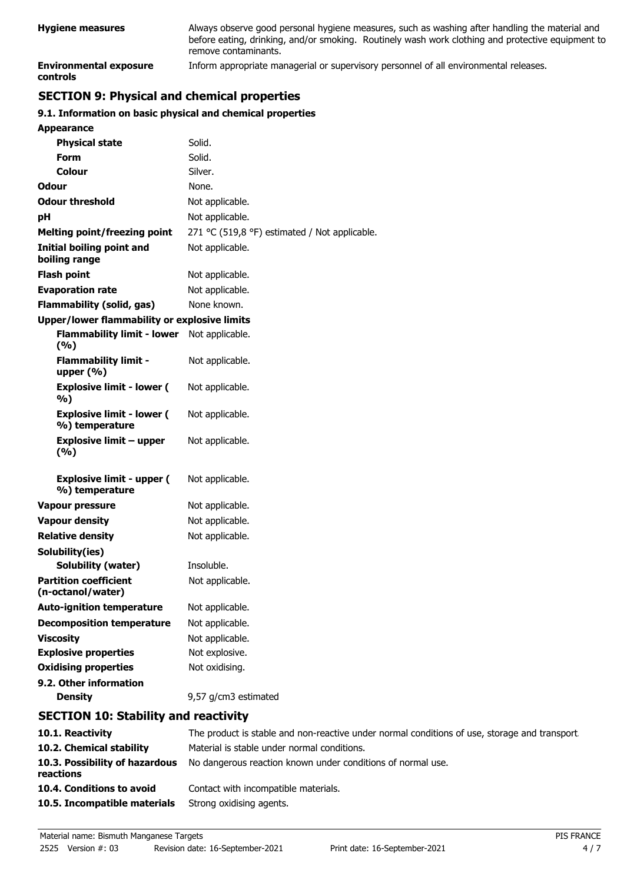**Hygiene measures** Always observe good personal hygiene measures, such as washing after handling the material and before eating, drinking, and/or smoking. Routinely wash work clothing and protective equipment to remove contaminants.

**Environmental exposure controls** Inform appropriate managerial or supervisory personnel of all environmental releases.

## SECTION 9: Physical and chemical properties

### 9.1. Information on basic physical and chemical properties

| | |
|---|---|
| **Appearance** | |
| **Physical state** | Solid. |
| **Form** | Solid. |
| **Colour** | Silver. |
| **Odour** | None. |
| **Odour threshold** | Not applicable. |
| **pH** | Not applicable. |
| **Melting point/freezing point** | 271 °C (519,8 °F) estimated / Not applicable. |
| **Initial boiling point and boiling range** | Not applicable. |
| **Flash point** | Not applicable. |
| **Evaporation rate** | Not applicable. |
| **Flammability (solid, gas)** | None known. |
| **Upper/lower flammability or explosive limits** | |
| **Flammability limit - lower (%)** | Not applicable. |
| **Flammability limit - upper (%)** | Not applicable. |
| **Explosive limit - lower ( %)** | Not applicable. |
| **Explosive limit - lower ( %) temperature** | Not applicable. |
| **Explosive limit – upper (%)** | Not applicable. |
| **Explosive limit - upper ( %) temperature** | Not applicable. |
| **Vapour pressure** | Not applicable. |
| **Vapour density** | Not applicable. |
| **Relative density** | Not applicable. |
| **Solubility(ies)** | |
| **Solubility (water)** | Insoluble. |
| **Partition coefficient (n-octanol/water)** | Not applicable. |
| **Auto-ignition temperature** | Not applicable. |
| **Decomposition temperature** | Not applicable. |
| **Viscosity** | Not applicable. |
| **Explosive properties** | Not explosive. |
| **Oxidising properties** | Not oxidising. |
| **9.2. Other information** | |
| **Density** | 9,57 g/cm3 estimated |

## SECTION 10: Stability and reactivity

| | |
|---|---|
| **10.1. Reactivity** | The product is stable and non-reactive under normal conditions of use, storage and transport. |
| **10.2. Chemical stability** | Material is stable under normal conditions. |
| **10.3. Possibility of hazardous reactions** | No dangerous reaction known under conditions of normal use. |
| **10.4. Conditions to avoid** | Contact with incompatible materials. |
| **10.5. Incompatible materials** | Strong oxidising agents. |

Material name: Bismuth Manganese Targets
2525 Version #: 03 Revision date: 16-September-2021 Print date: 16-September-2021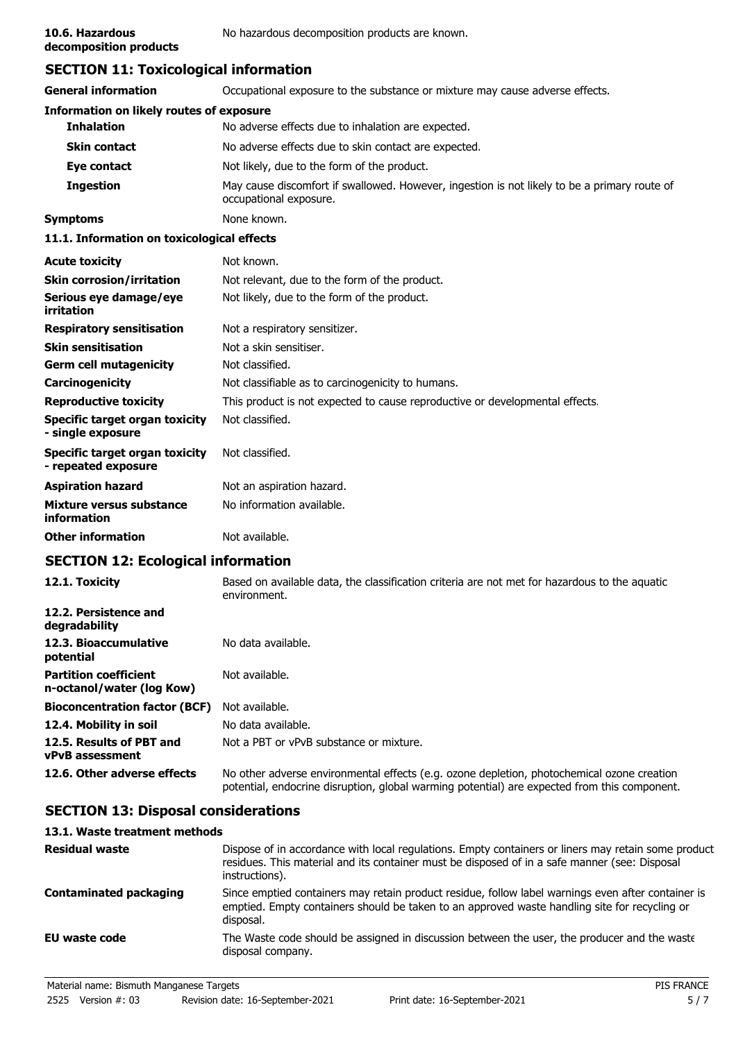**10.6. Hazardous decomposition products** No hazardous decomposition products are known.

## SECTION 11: Toxicological information

| | |
|---|---|
| **General information** | Occupational exposure to the substance or mixture may cause adverse effects. |
| **Information on likely routes of exposure** | |
| **Inhalation** | No adverse effects due to inhalation are expected. |
| **Skin contact** | No adverse effects due to skin contact are expected. |
| **Eye contact** | Not likely, due to the form of the product. |
| **Ingestion** | May cause discomfort if swallowed. However, ingestion is not likely to be a primary route of occupational exposure. |
| **Symptoms** | None known. |

### 11.1. Information on toxicological effects

| | |
|---|---|
| **Acute toxicity** | Not known. |
| **Skin corrosion/irritation** | Not relevant, due to the form of the product. |
| **Serious eye damage/eye irritation** | Not likely, due to the form of the product. |
| **Respiratory sensitisation** | Not a respiratory sensitizer. |
| **Skin sensitisation** | Not a skin sensitiser. |
| **Germ cell mutagenicity** | Not classified. |
| **Carcinogenicity** | Not classifiable as to carcinogenicity to humans. |
| **Reproductive toxicity** | This product is not expected to cause reproductive or developmental effects. |
| **Specific target organ toxicity - single exposure** | Not classified. |
| **Specific target organ toxicity - repeated exposure** | Not classified. |
| **Aspiration hazard** | Not an aspiration hazard. |
| **Mixture versus substance information** | No information available. |
| **Other information** | Not available. |

## SECTION 12: Ecological information

| | |
|---|---|
| **12.1. Toxicity** | Based on available data, the classification criteria are not met for hazardous to the aquatic environment. |
| **12.2. Persistence and degradability** | |
| **12.3. Bioaccumulative potential** | No data available. |
| **Partition coefficient n-octanol/water (log Kow)** | Not available. |
| **Bioconcentration factor (BCF)** | Not available. |
| **12.4. Mobility in soil** | No data available. |
| **12.5. Results of PBT and vPvB assessment** | Not a PBT or vPvB substance or mixture. |
| **12.6. Other adverse effects** | No other adverse environmental effects (e.g. ozone depletion, photochemical ozone creation potential, endocrine disruption, global warming potential) are expected from this component. |

## SECTION 13: Disposal considerations

### 13.1. Waste treatment methods

| | |
|---|---|
| **Residual waste** | Dispose of in accordance with local regulations. Empty containers or liners may retain some product residues. This material and its container must be disposed of in a safe manner (see: Disposal instructions). |
| **Contaminated packaging** | Since emptied containers may retain product residue, follow label warnings even after container is emptied. Empty containers should be taken to an approved waste handling site for recycling or disposal. |
| **EU waste code** | The Waste code should be assigned in discussion between the user, the producer and the waste disposal company. |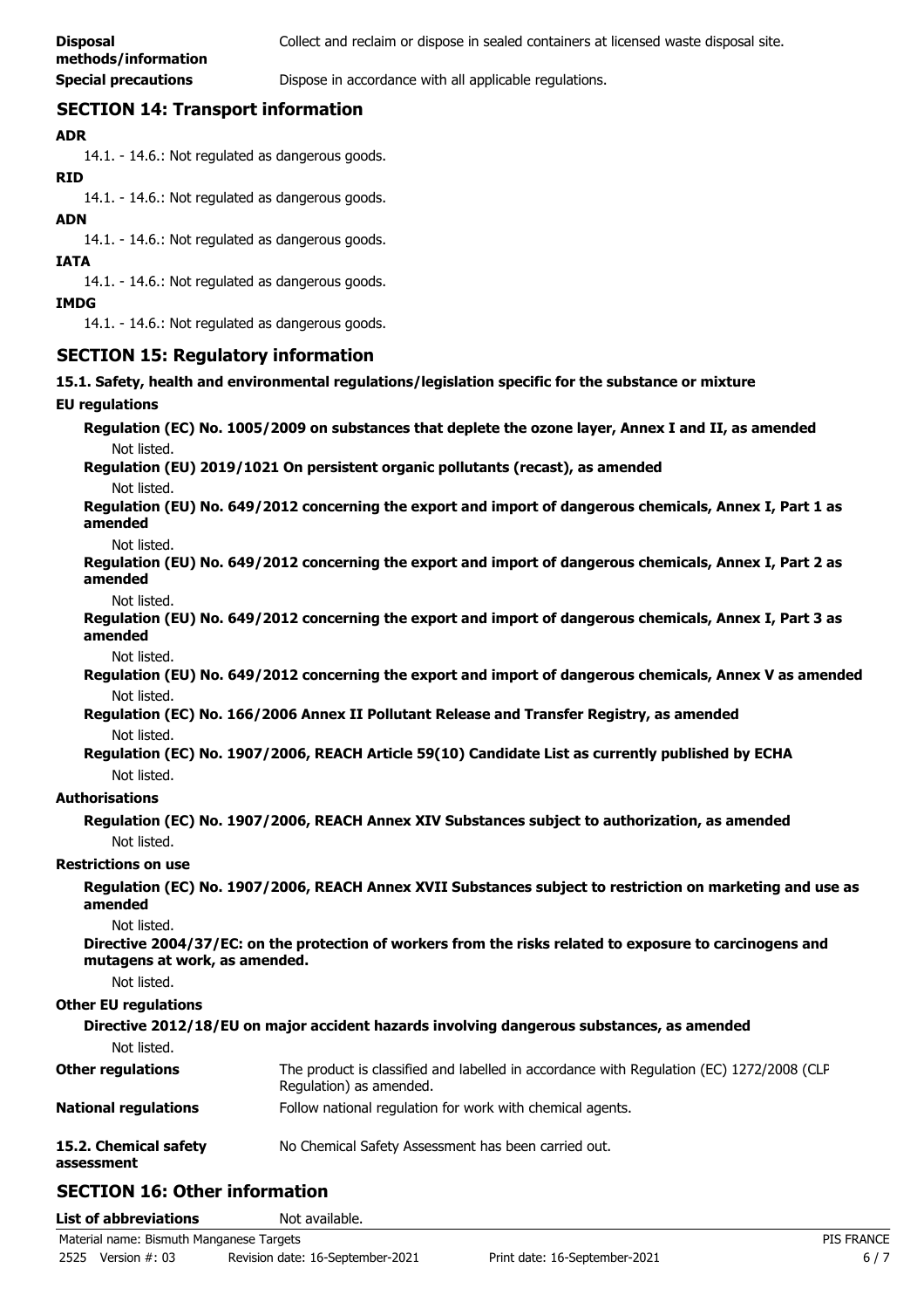**Disposal methods/information** Collect and reclaim or dispose in sealed containers at licensed waste disposal site.

**Special precautions** Dispose in accordance with all applicable regulations.

## SECTION 14: Transport information

**ADR**

14.1. - 14.6.: Not regulated as dangerous goods.

**RID**

14.1. - 14.6.: Not regulated as dangerous goods.

**ADN**

14.1. - 14.6.: Not regulated as dangerous goods.

**IATA**

14.1. - 14.6.: Not regulated as dangerous goods.

**IMDG**

14.1. - 14.6.: Not regulated as dangerous goods.

## SECTION 15: Regulatory information

**15.1. Safety, health and environmental regulations/legislation specific for the substance or mixture**

**EU regulations**

**Regulation (EC) No. 1005/2009 on substances that deplete the ozone layer, Annex I and II, as amended**

Not listed.

**Regulation (EU) 2019/1021 On persistent organic pollutants (recast), as amended**

Not listed.

**Regulation (EU) No. 649/2012 concerning the export and import of dangerous chemicals, Annex I, Part 1 as amended**

Not listed.

**Regulation (EU) No. 649/2012 concerning the export and import of dangerous chemicals, Annex I, Part 2 as amended**

Not listed.

**Regulation (EU) No. 649/2012 concerning the export and import of dangerous chemicals, Annex I, Part 3 as amended**

Not listed.

**Regulation (EU) No. 649/2012 concerning the export and import of dangerous chemicals, Annex V as amended**

Not listed.

**Regulation (EC) No. 166/2006 Annex II Pollutant Release and Transfer Registry, as amended**

Not listed.

**Regulation (EC) No. 1907/2006, REACH Article 59(10) Candidate List as currently published by ECHA**

Not listed.

**Authorisations**

**Regulation (EC) No. 1907/2006, REACH Annex XIV Substances subject to authorization, as amended**

Not listed.

**Restrictions on use**

**Regulation (EC) No. 1907/2006, REACH Annex XVII Substances subject to restriction on marketing and use as amended**

Not listed.

**Directive 2004/37/EC: on the protection of workers from the risks related to exposure to carcinogens and mutagens at work, as amended.**

Not listed.

**Other EU regulations**

**Directive 2012/18/EU on major accident hazards involving dangerous substances, as amended**

Not listed.

**Other regulations** The product is classified and labelled in accordance with Regulation (EC) 1272/2008 (CLP Regulation) as amended.

**National regulations** Follow national regulation for work with chemical agents.

**15.2. Chemical safety assessment** No Chemical Safety Assessment has been carried out.

## SECTION 16: Other information

**List of abbreviations** Not available.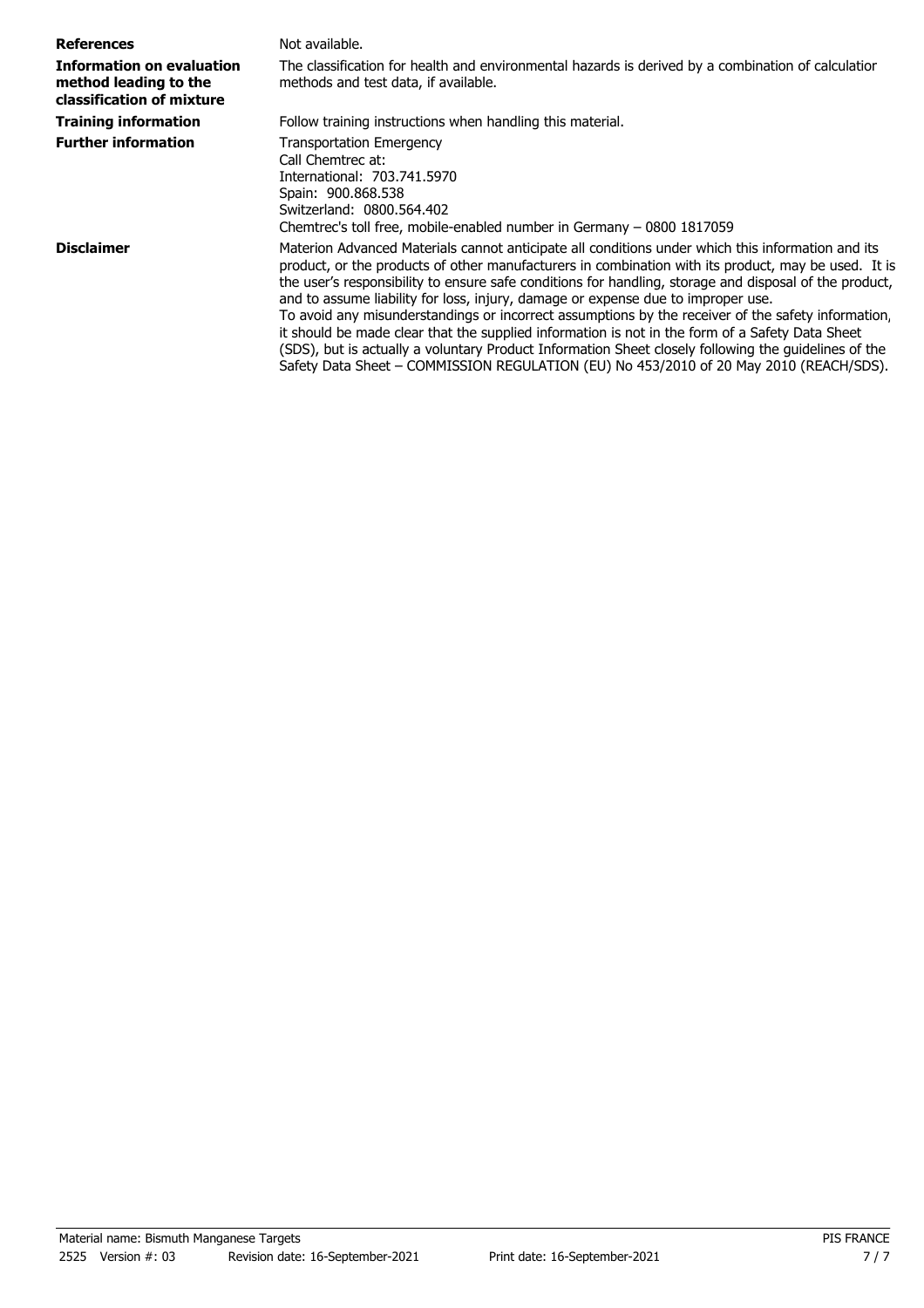**References** Not available.

**Information on evaluation method leading to the classification of mixture** The classification for health and environmental hazards is derived by a combination of calculatior methods and test data, if available.

**Training information** Follow training instructions when handling this material.

**Further information** Transportation Emergency
Call Chemtrec at:
International: 703.741.5970
Spain: 900.868.538
Switzerland: 0800.564.402
Chemtrec's toll free, mobile-enabled number in Germany – 0800 1817059

**Disclaimer** Materion Advanced Materials cannot anticipate all conditions under which this information and its product, or the products of other manufacturers in combination with its product, may be used. It is the user's responsibility to ensure safe conditions for handling, storage and disposal of the product, and to assume liability for loss, injury, damage or expense due to improper use.
To avoid any misunderstandings or incorrect assumptions by the receiver of the safety information, it should be made clear that the supplied information is not in the form of a Safety Data Sheet (SDS), but is actually a voluntary Product Information Sheet closely following the guidelines of the Safety Data Sheet – COMMISSION REGULATION (EU) No 453/2010 of 20 May 2010 (REACH/SDS).